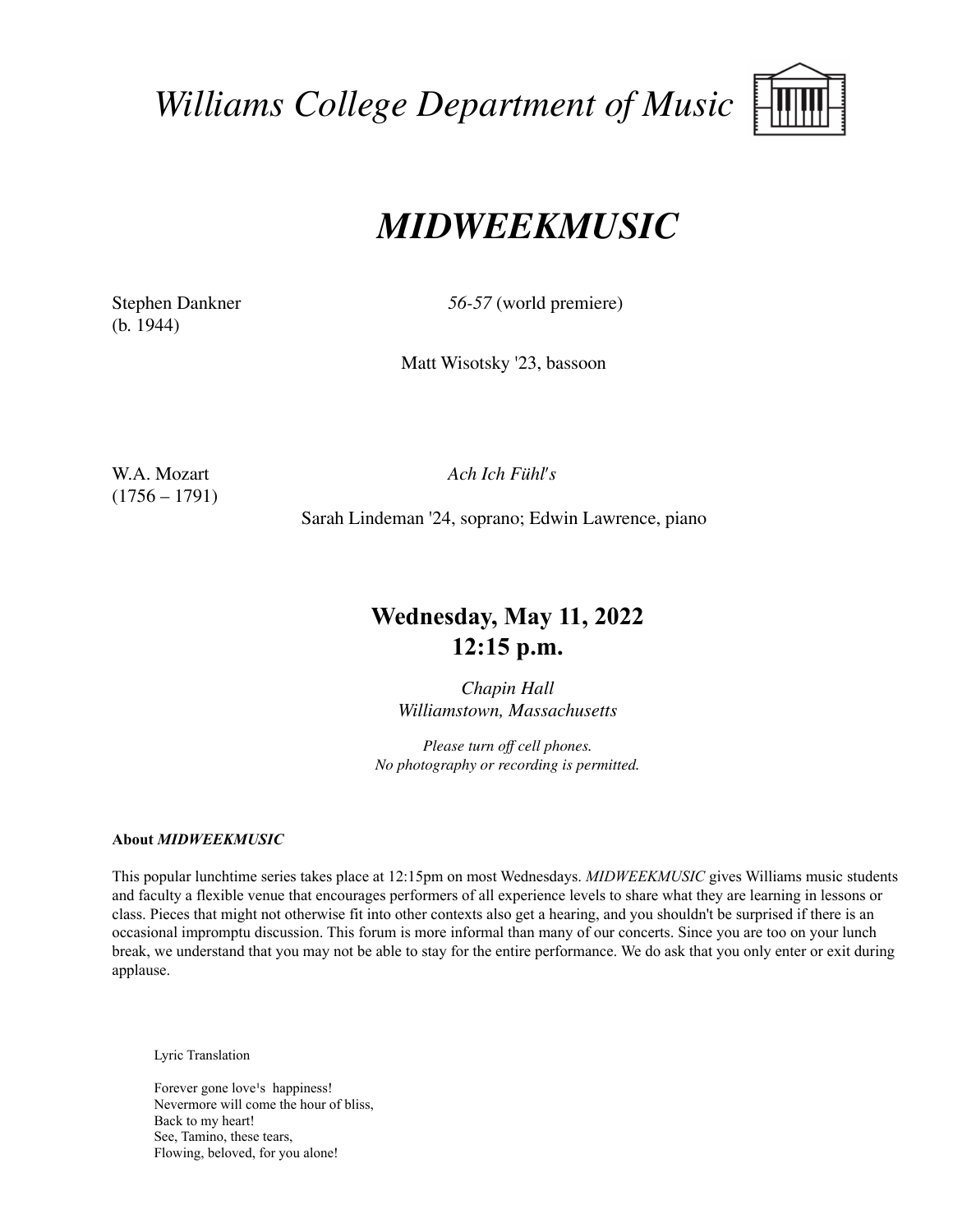# *Williams College Department of Music*

# *MIDWEEKMUSIC*

Stephen Dankner
(b. 1944)

*56-57* (world premiere)

Matt Wisotsky '23, bassoon

W.A. Mozart
(1756 – 1791)

*Ach Ich Fühl's*

Sarah Lindeman '24, soprano; Edwin Lawrence, piano

## Wednesday, May 11, 2022
## 12:15 p.m.

*Chapin Hall*
*Williamstown, Massachusetts*

*Please turn off cell phones.*
*No photography or recording is permitted.*

**About *MIDWEEKMUSIC***

This popular lunchtime series takes place at 12:15pm on most Wednesdays. *MIDWEEKMUSIC* gives Williams music students and faculty a flexible venue that encourages performers of all experience levels to share what they are learning in lessons or class. Pieces that might not otherwise fit into other contexts also get a hearing, and you shouldn't be surprised if there is an occasional impromptu discussion. This forum is more informal than many of our concerts. Since you are too on your lunch break, we understand that you may not be able to stay for the entire performance. We do ask that you only enter or exit during applause.

Lyric Translation

Forever gone love's happiness!
Nevermore will come the hour of bliss,
Back to my heart!
See, Tamino, these tears,
Flowing, beloved, for you alone!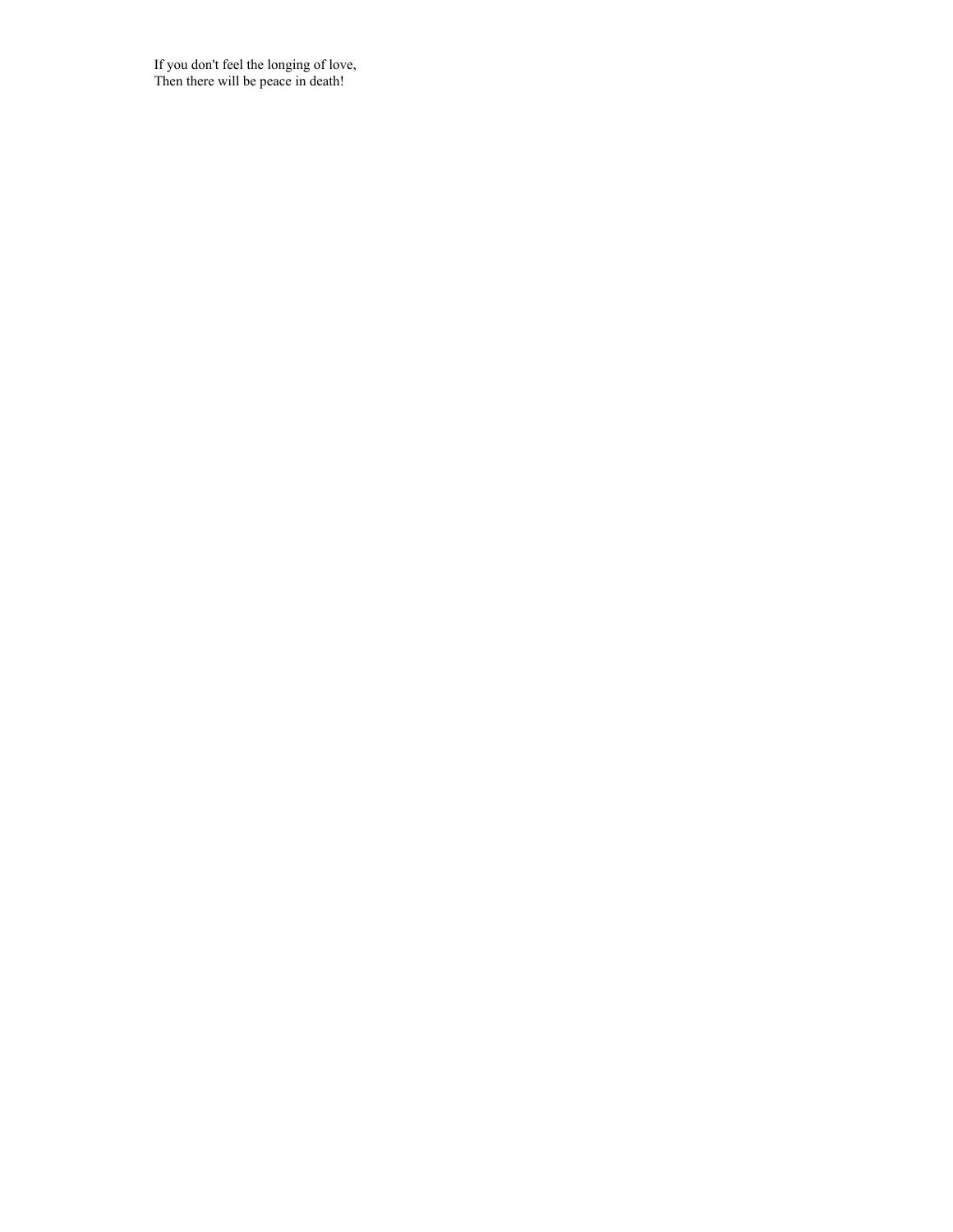If you don't feel the longing of love,
Then there will be peace in death!